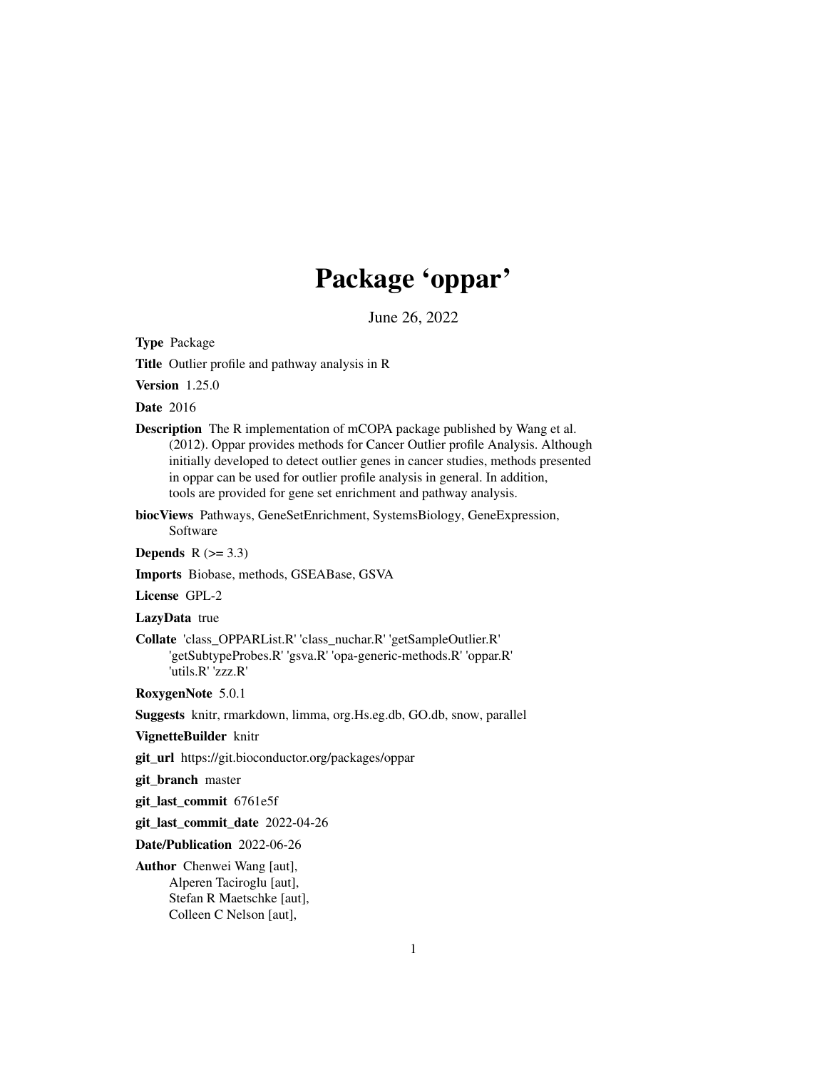# Package 'oppar'

June 26, 2022

**Type** Package

**Title** Outlier profile and pathway analysis in R

**Version** 1.25.0

**Date** 2016

**Description** The R implementation of mCOPA package published by Wang et al. (2012). Oppar provides methods for Cancer Outlier profile Analysis. Although initially developed to detect outlier genes in cancer studies, methods presented in oppar can be used for outlier profile analysis in general. In addition, tools are provided for gene set enrichment and pathway analysis.

**biocViews** Pathways, GeneSetEnrichment, SystemsBiology, GeneExpression, Software

**Depends** R (>= 3.3)

**Imports** Biobase, methods, GSEABase, GSVA

**License** GPL-2

**LazyData** true

**Collate** 'class_OPPARList.R' 'class_nuchar.R' 'getSampleOutlier.R' 'getSubtypeProbes.R' 'gsva.R' 'opa-generic-methods.R' 'oppar.R' 'utils.R' 'zzz.R'

**RoxygenNote** 5.0.1

**Suggests** knitr, rmarkdown, limma, org.Hs.eg.db, GO.db, snow, parallel

**VignetteBuilder** knitr

**git_url** https://git.bioconductor.org/packages/oppar

**git_branch** master

**git_last_commit** 6761e5f

**git_last_commit_date** 2022-04-26

**Date/Publication** 2022-06-26

**Author** Chenwei Wang [aut],
Alperen Taciroglu [aut],
Stefan R Maetschke [aut],
Colleen C Nelson [aut],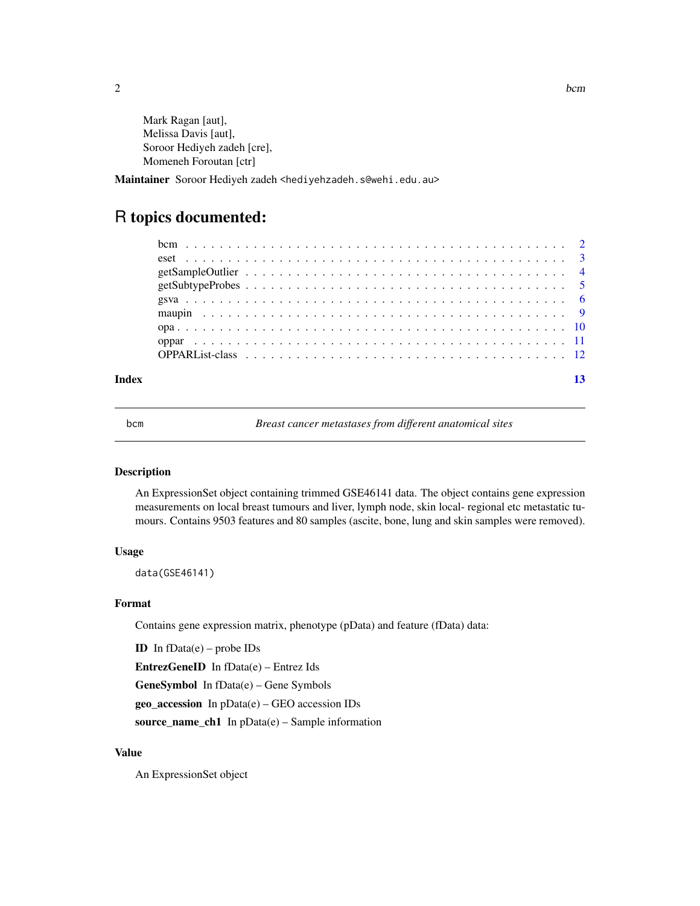Mark Ragan [aut],
Melissa Davis [aut],
Soroor Hediyeh zadeh [cre],
Momeneh Foroutan [ctr]

**Maintainer** Soroor Hediyeh zadeh <hediyehzadeh.s@wehi.edu.au>

# R topics documented:

bcm . . . . . . . . . . . . . . . . . . . . . . . . . . . . . . . . . . . . . . . . . . 2
eset . . . . . . . . . . . . . . . . . . . . . . . . . . . . . . . . . . . . . . . . . . 3
getSampleOutlier . . . . . . . . . . . . . . . . . . . . . . . . . . . . . . . . . . . 4
getSubtypeProbes . . . . . . . . . . . . . . . . . . . . . . . . . . . . . . . . . . 5
gsva . . . . . . . . . . . . . . . . . . . . . . . . . . . . . . . . . . . . . . . . . . 6
maupin . . . . . . . . . . . . . . . . . . . . . . . . . . . . . . . . . . . . . . . . . 9
opa . . . . . . . . . . . . . . . . . . . . . . . . . . . . . . . . . . . . . . . . . . 10
oppar . . . . . . . . . . . . . . . . . . . . . . . . . . . . . . . . . . . . . . . . . 11
OPPARList-class . . . . . . . . . . . . . . . . . . . . . . . . . . . . . . . . . . . 12

**Index** **13**

---

`bcm` *Breast cancer metastases from different anatomical sites*

---

### Description

An ExpressionSet object containing trimmed GSE46141 data. The object contains gene expression measurements on local breast tumours and liver, lymph node, skin local- regional etc metastatic tumours. Contains 9503 features and 80 samples (ascite, bone, lung and skin samples were removed).

### Usage

```
data(GSE46141)
```

### Format

Contains gene expression matrix, phenotype (pData) and feature (fData) data:

**ID** In fData(e) – probe IDs

**EntrezGeneID** In fData(e) – Entrez Ids

**GeneSymbol** In fData(e) – Gene Symbols

**geo_accession** In pData(e) – GEO accession IDs

**source_name_ch1** In pData(e) – Sample information

### Value

An ExpressionSet object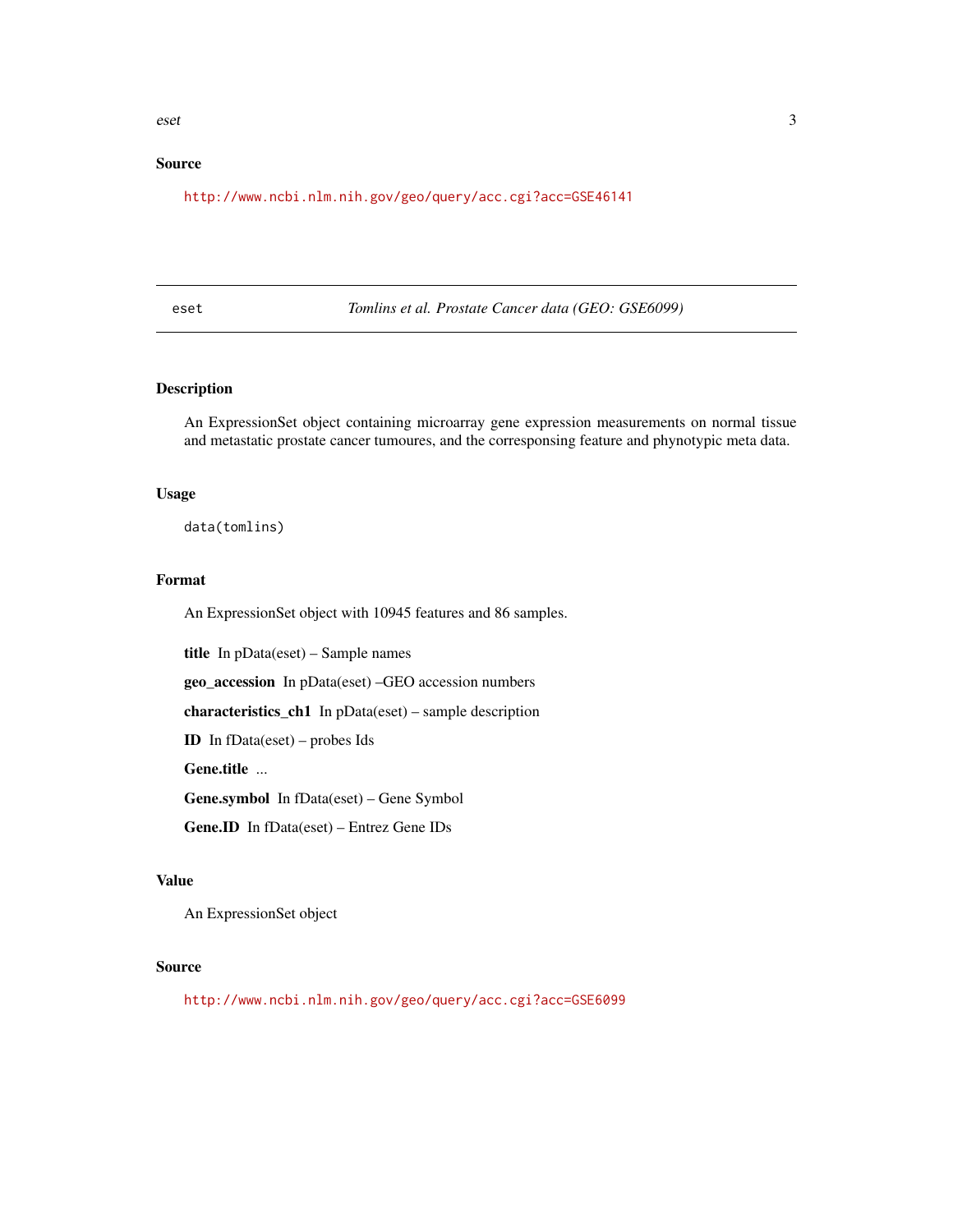## Source

http://www.ncbi.nlm.nih.gov/geo/query/acc.cgi?acc=GSE46141

---

eset *Tomlins et al. Prostate Cancer data (GEO: GSE6099)*

---

## Description

An ExpressionSet object containing microarray gene expression measurements on normal tissue and metastatic prostate cancer tumoures, and the corresponsing feature and phynotypic meta data.

## Usage

```
data(tomlins)
```

## Format

An ExpressionSet object with 10945 features and 86 samples.

**title** In pData(eset) – Sample names

**geo_accession** In pData(eset) –GEO accession numbers

**characteristics_ch1** In pData(eset) – sample description

**ID** In fData(eset) – probes Ids

**Gene.title** ...

**Gene.symbol** In fData(eset) – Gene Symbol

**Gene.ID** In fData(eset) – Entrez Gene IDs

## Value

An ExpressionSet object

## Source

http://www.ncbi.nlm.nih.gov/geo/query/acc.cgi?acc=GSE6099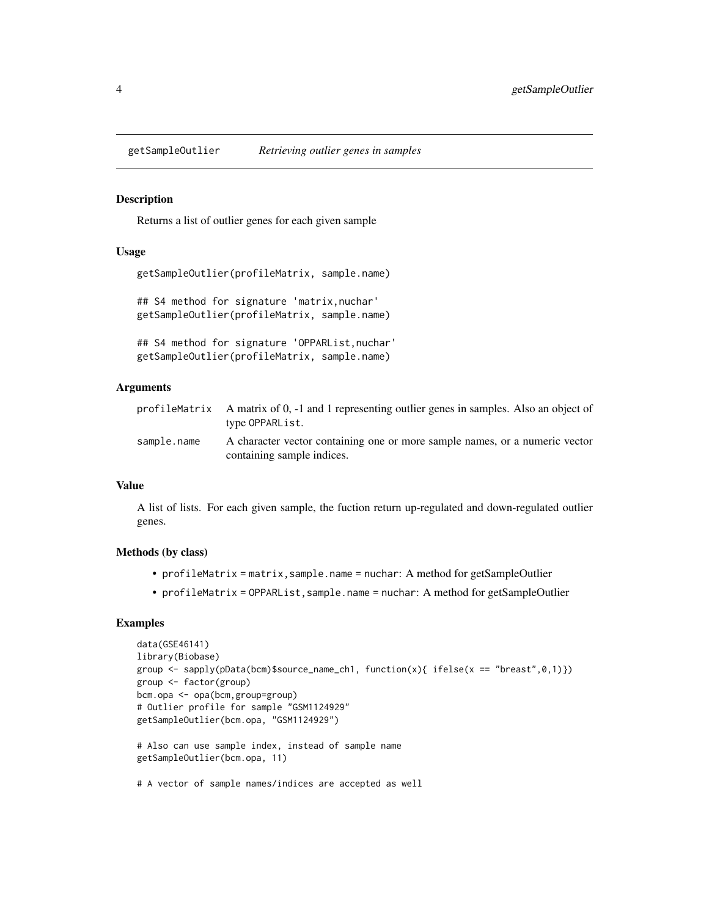# getSampleOutlier *Retrieving outlier genes in samples*

## Description

Returns a list of outlier genes for each given sample

## Usage

```
getSampleOutlier(profileMatrix, sample.name)

## S4 method for signature 'matrix,nuchar'
getSampleOutlier(profileMatrix, sample.name)

## S4 method for signature 'OPPARList,nuchar'
getSampleOutlier(profileMatrix, sample.name)
```

## Arguments

| | |
|---|---|
| profileMatrix | A matrix of 0, -1 and 1 representing outlier genes in samples. Also an object of type OPPARList. |
| sample.name | A character vector containing one or more sample names, or a numeric vector containing sample indices. |

## Value

A list of lists. For each given sample, the fuction return up-regulated and down-regulated outlier genes.

## Methods (by class)

- profileMatrix = matrix,sample.name = nuchar: A method for getSampleOutlier
- profileMatrix = OPPARList,sample.name = nuchar: A method for getSampleOutlier

## Examples

```
data(GSE46141)
library(Biobase)
group <- sapply(pData(bcm)$source_name_ch1, function(x){ ifelse(x == "breast",0,1)})
group <- factor(group)
bcm.opa <- opa(bcm,group=group)
# Outlier profile for sample "GSM1124929"
getSampleOutlier(bcm.opa, "GSM1124929")

# Also can use sample index, instead of sample name
getSampleOutlier(bcm.opa, 11)

# A vector of sample names/indices are accepted as well
```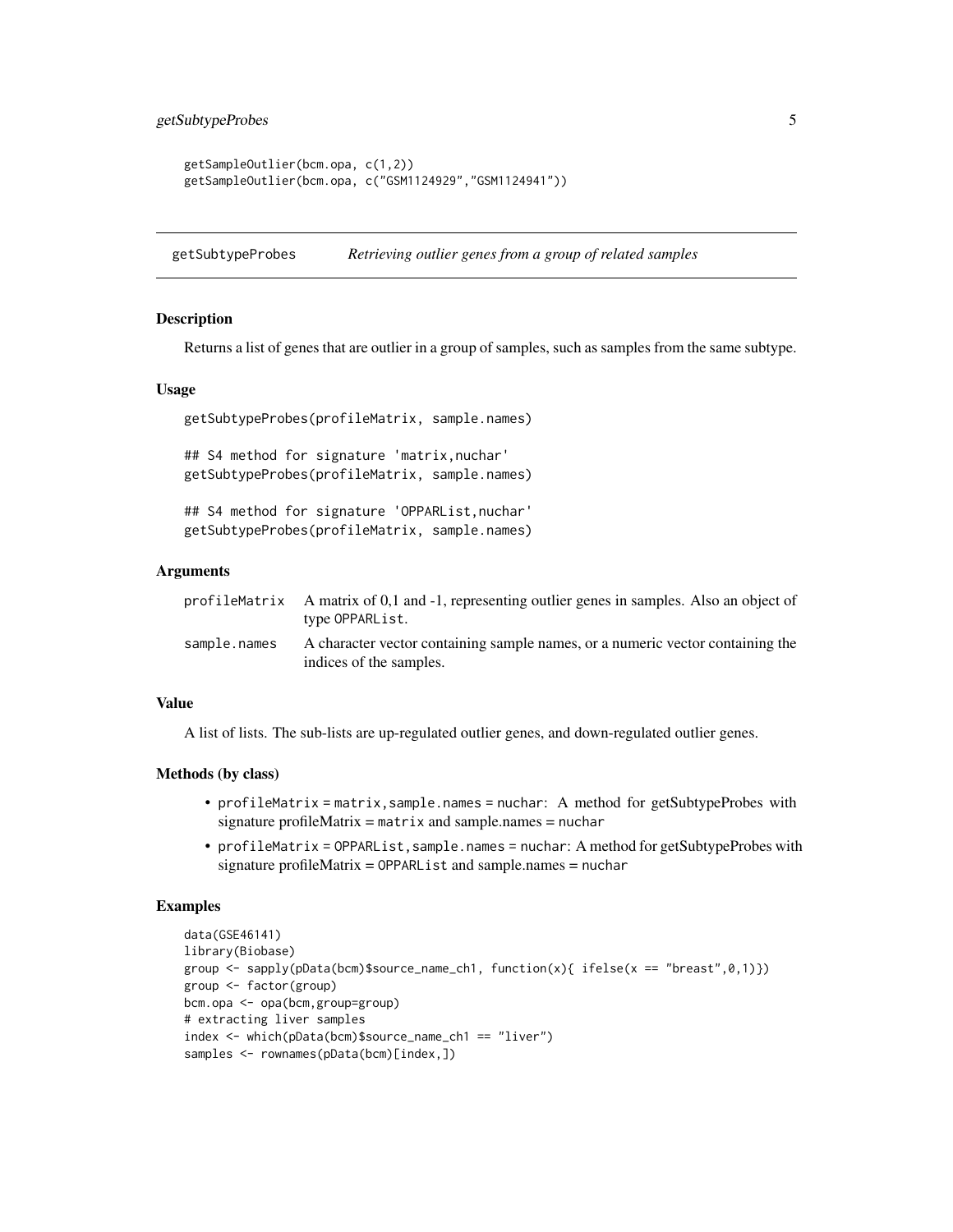```
getSampleOutlier(bcm.opa, c(1,2))
getSampleOutlier(bcm.opa, c("GSM1124929","GSM1124941"))
```

---

## getSubtypeProbes *Retrieving outlier genes from a group of related samples*

---

### Description

Returns a list of genes that are outlier in a group of samples, such as samples from the same subtype.

### Usage

```
getSubtypeProbes(profileMatrix, sample.names)

## S4 method for signature 'matrix,nuchar'
getSubtypeProbes(profileMatrix, sample.names)

## S4 method for signature 'OPPARList,nuchar'
getSubtypeProbes(profileMatrix, sample.names)
```

### Arguments

| | |
|---|---|
| profileMatrix | A matrix of 0,1 and -1, representing outlier genes in samples. Also an object of type OPPARList. |
| sample.names | A character vector containing sample names, or a numeric vector containing the indices of the samples. |

### Value

A list of lists. The sub-lists are up-regulated outlier genes, and down-regulated outlier genes.

### Methods (by class)

- profileMatrix = matrix,sample.names = nuchar: A method for getSubtypeProbes with signature profileMatrix = matrix and sample.names = nuchar
- profileMatrix = OPPARList,sample.names = nuchar: A method for getSubtypeProbes with signature profileMatrix = OPPARList and sample.names = nuchar

### Examples

```
data(GSE46141)
library(Biobase)
group <- sapply(pData(bcm)$source_name_ch1, function(x){ ifelse(x == "breast",0,1)})
group <- factor(group)
bcm.opa <- opa(bcm,group=group)
# extracting liver samples
index <- which(pData(bcm)$source_name_ch1 == "liver")
samples <- rownames(pData(bcm)[index,])
```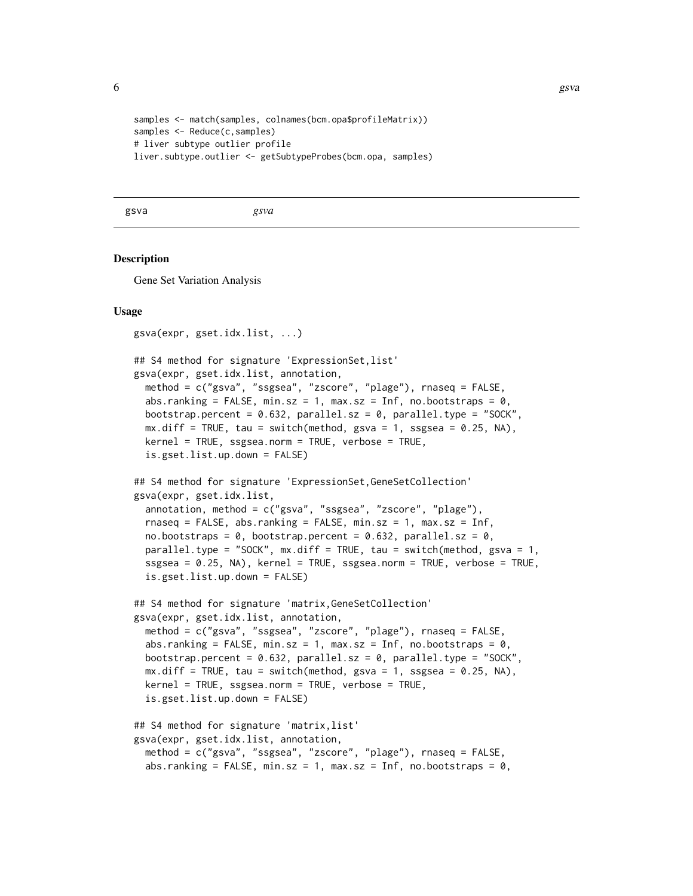```
samples <- match(samples, colnames(bcm.opa$profileMatrix))
samples <- Reduce(c,samples)
# liver subtype outlier profile
liver.subtype.outlier <- getSubtypeProbes(bcm.opa, samples)
```

## gsva *gsva*

### Description

Gene Set Variation Analysis

### Usage

```
gsva(expr, gset.idx.list, ...)

## S4 method for signature 'ExpressionSet,list'
gsva(expr, gset.idx.list, annotation,
  method = c("gsva", "ssgsea", "zscore", "plage"), rnaseq = FALSE,
  abs.ranking = FALSE, min.sz = 1, max.sz = Inf, no.bootstraps = 0,
  bootstrap.percent = 0.632, parallel.sz = 0, parallel.type = "SOCK",
  mx.diff = TRUE, tau = switch(method, gsva = 1, ssgsea = 0.25, NA),
  kernel = TRUE, ssgsea.norm = TRUE, verbose = TRUE,
  is.gset.list.up.down = FALSE)

## S4 method for signature 'ExpressionSet,GeneSetCollection'
gsva(expr, gset.idx.list,
  annotation, method = c("gsva", "ssgsea", "zscore", "plage"),
  rnaseq = FALSE, abs.ranking = FALSE, min.sz = 1, max.sz = Inf,
  no.bootstraps = 0, bootstrap.percent = 0.632, parallel.sz = 0,
  parallel.type = "SOCK", mx.diff = TRUE, tau = switch(method, gsva = 1,
  ssgsea = 0.25, NA), kernel = TRUE, ssgsea.norm = TRUE, verbose = TRUE,
  is.gset.list.up.down = FALSE)

## S4 method for signature 'matrix,GeneSetCollection'
gsva(expr, gset.idx.list, annotation,
  method = c("gsva", "ssgsea", "zscore", "plage"), rnaseq = FALSE,
  abs.ranking = FALSE, min.sz = 1, max.sz = Inf, no.bootstraps = 0,
  bootstrap.percent = 0.632, parallel.sz = 0, parallel.type = "SOCK",
  mx.diff = TRUE, tau = switch(method, gsva = 1, ssgsea = 0.25, NA),
  kernel = TRUE, ssgsea.norm = TRUE, verbose = TRUE,
  is.gset.list.up.down = FALSE)

## S4 method for signature 'matrix,list'
gsva(expr, gset.idx.list, annotation,
  method = c("gsva", "ssgsea", "zscore", "plage"), rnaseq = FALSE,
  abs.ranking = FALSE, min.sz = 1, max.sz = Inf, no.bootstraps = 0,
```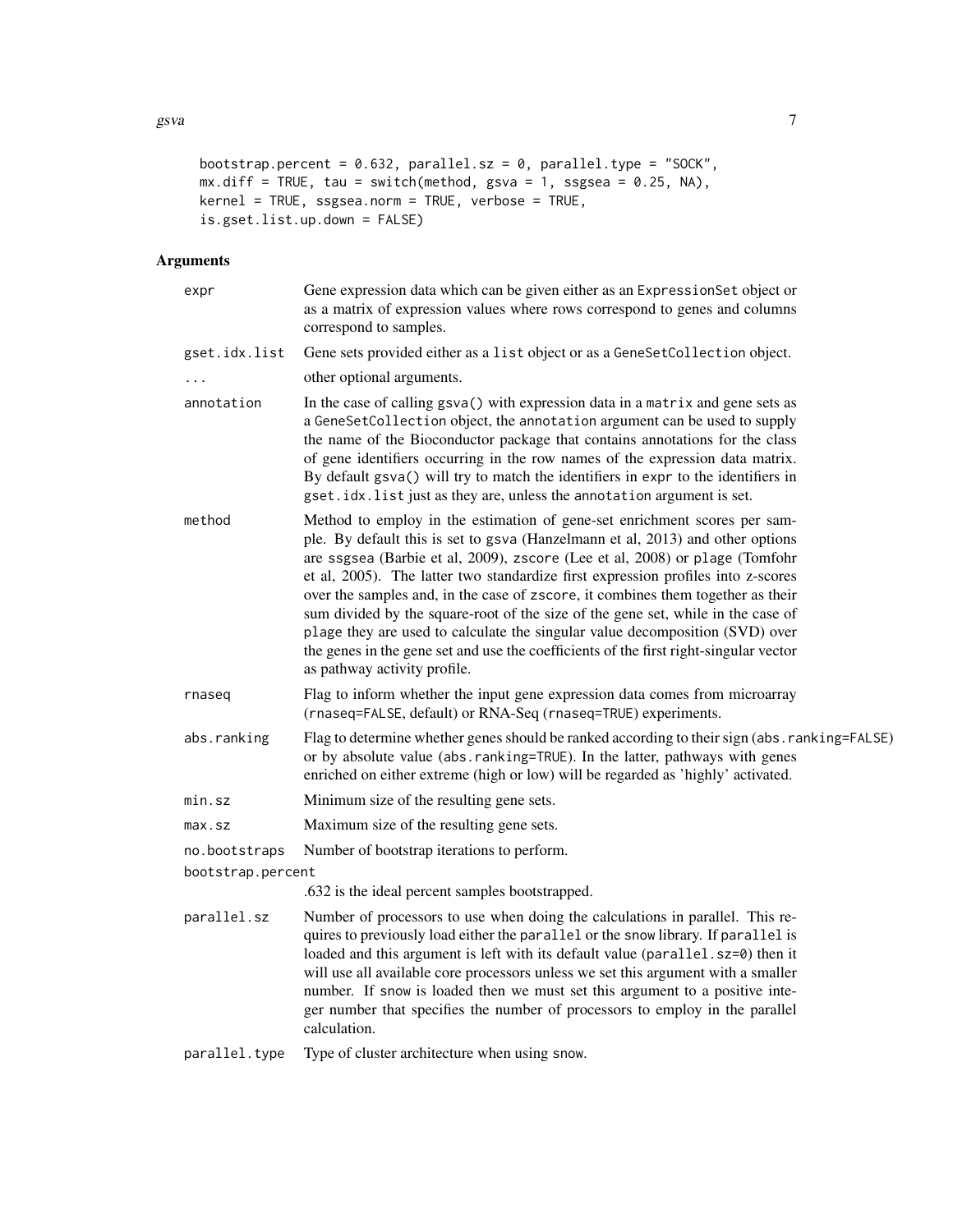```
bootstrap.percent = 0.632, parallel.sz = 0, parallel.type = "SOCK",
mx.diff = TRUE, tau = switch(method, gsva = 1, ssgsea = 0.25, NA),
kernel = TRUE, ssgsea.norm = TRUE, verbose = TRUE,
is.gset.list.up.down = FALSE)
```

## Arguments

| | |
|---|---|
| `expr` | Gene expression data which can be given either as an `ExpressionSet` object or as a matrix of expression values where rows correspond to genes and columns correspond to samples. |
| `gset.idx.list` | Gene sets provided either as a `list` object or as a `GeneSetCollection` object. |
| `...` | other optional arguments. |
| `annotation` | In the case of calling `gsva()` with expression data in a `matrix` and gene sets as a `GeneSetCollection` object, the `annotation` argument can be used to supply the name of the Bioconductor package that contains annotations for the class of gene identifiers occurring in the row names of the expression data matrix. By default `gsva()` will try to match the identifiers in `expr` to the identifiers in `gset.idx.list` just as they are, unless the `annotation` argument is set. |
| `method` | Method to employ in the estimation of gene-set enrichment scores per sample. By default this is set to `gsva` (Hanzelmann et al, 2013) and other options are `ssgsea` (Barbie et al, 2009), `zscore` (Lee et al, 2008) or `plage` (Tomfohr et al, 2005). The latter two standardize first expression profiles into z-scores over the samples and, in the case of `zscore`, it combines them together as their sum divided by the square-root of the size of the gene set, while in the case of `plage` they are used to calculate the singular value decomposition (SVD) over the genes in the gene set and use the coefficients of the first right-singular vector as pathway activity profile. |
| `rnaseq` | Flag to inform whether the input gene expression data comes from microarray (`rnaseq=FALSE`, default) or RNA-Seq (`rnaseq=TRUE`) experiments. |
| `abs.ranking` | Flag to determine whether genes should be ranked according to their sign (`abs.ranking=FALSE`) or by absolute value (`abs.ranking=TRUE`). In the latter, pathways with genes enriched on either extreme (high or low) will be regarded as 'highly' activated. |
| `min.sz` | Minimum size of the resulting gene sets. |
| `max.sz` | Maximum size of the resulting gene sets. |
| `no.bootstraps` | Number of bootstrap iterations to perform. |
| `bootstrap.percent` | .632 is the ideal percent samples bootstrapped. |
| `parallel.sz` | Number of processors to use when doing the calculations in parallel. This requires to previously load either the `parallel` or the `snow` library. If `parallel` is loaded and this argument is left with its default value (`parallel.sz=0`) then it will use all available core processors unless we set this argument with a smaller number. If `snow` is loaded then we must set this argument to a positive integer number that specifies the number of processors to employ in the parallel calculation. |
| `parallel.type` | Type of cluster architecture when using `snow`. |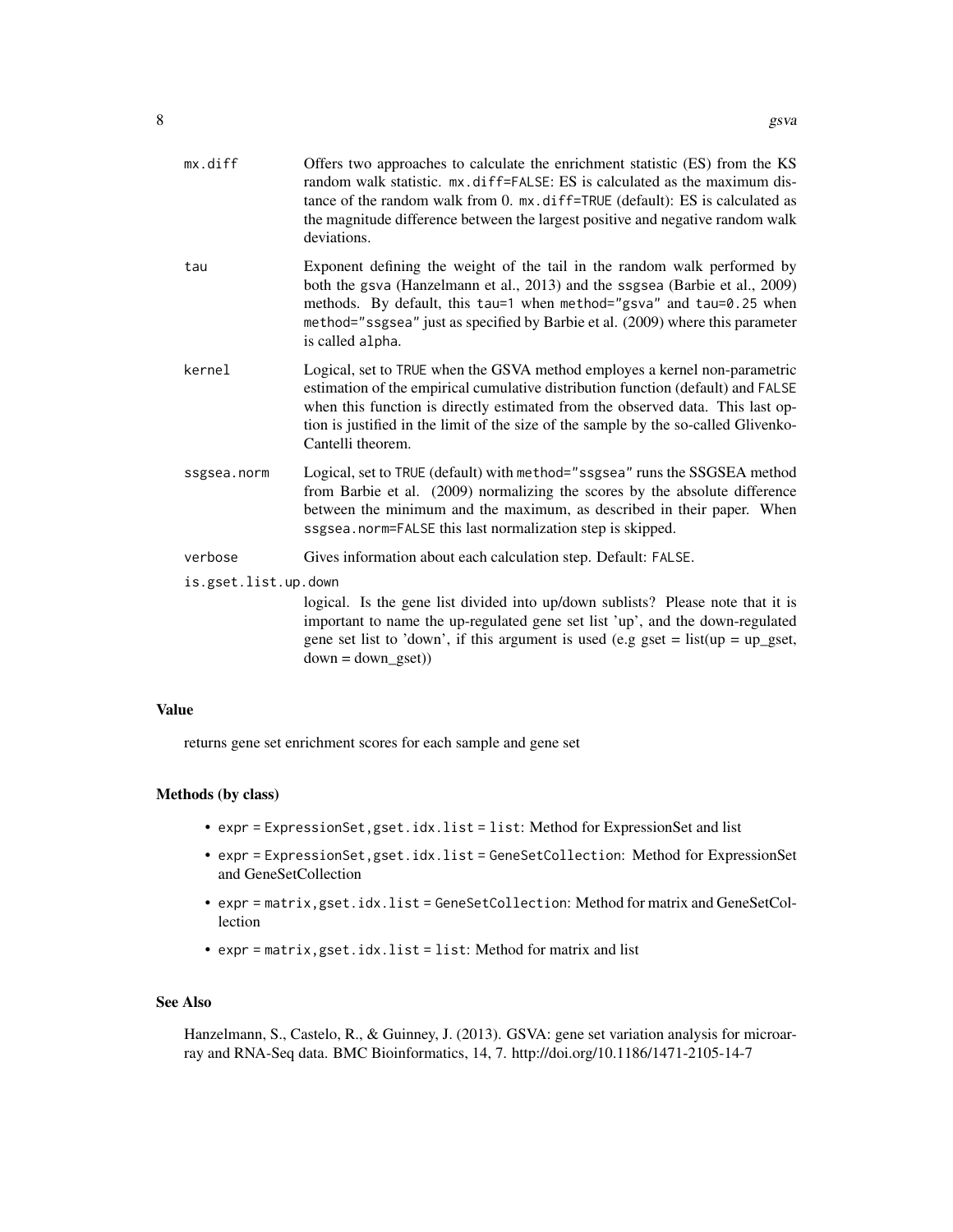| | |
|---|---|
| `mx.diff` | Offers two approaches to calculate the enrichment statistic (ES) from the KS random walk statistic. `mx.diff=FALSE`: ES is calculated as the maximum distance of the random walk from 0. `mx.diff=TRUE` (default): ES is calculated as the magnitude difference between the largest positive and negative random walk deviations. |
| `tau` | Exponent defining the weight of the tail in the random walk performed by both the `gsva` (Hanzelmann et al., 2013) and the `ssgsea` (Barbie et al., 2009) methods. By default, this `tau=1` when `method="gsva"` and `tau=0.25` when `method="ssgsea"` just as specified by Barbie et al. (2009) where this parameter is called `alpha`. |
| `kernel` | Logical, set to `TRUE` when the GSVA method employes a kernel non-parametric estimation of the empirical cumulative distribution function (default) and `FALSE` when this function is directly estimated from the observed data. This last option is justified in the limit of the size of the sample by the so-called Glivenko-Cantelli theorem. |
| `ssgsea.norm` | Logical, set to `TRUE` (default) with `method="ssgsea"` runs the SSGSEA method from Barbie et al. (2009) normalizing the scores by the absolute difference between the minimum and the maximum, as described in their paper. When `ssgsea.norm=FALSE` this last normalization step is skipped. |
| `verbose` | Gives information about each calculation step. Default: `FALSE`. |
| `is.gset.list.up.down` | logical. Is the gene list divided into up/down sublists? Please note that it is important to name the up-regulated gene set list 'up', and the down-regulated gene set list to 'down', if this argument is used (e.g gset = list(up = up_gset, down = down_gset)) |

## Value

returns gene set enrichment scores for each sample and gene set

## Methods (by class)

- `expr = ExpressionSet,gset.idx.list = list`: Method for ExpressionSet and list
- `expr = ExpressionSet,gset.idx.list = GeneSetCollection`: Method for ExpressionSet and GeneSetCollection
- `expr = matrix,gset.idx.list = GeneSetCollection`: Method for matrix and GeneSetCollection
- `expr = matrix,gset.idx.list = list`: Method for matrix and list

## See Also

Hanzelmann, S., Castelo, R., & Guinney, J. (2013). GSVA: gene set variation analysis for microarray and RNA-Seq data. BMC Bioinformatics, 14, 7. http://doi.org/10.1186/1471-2105-14-7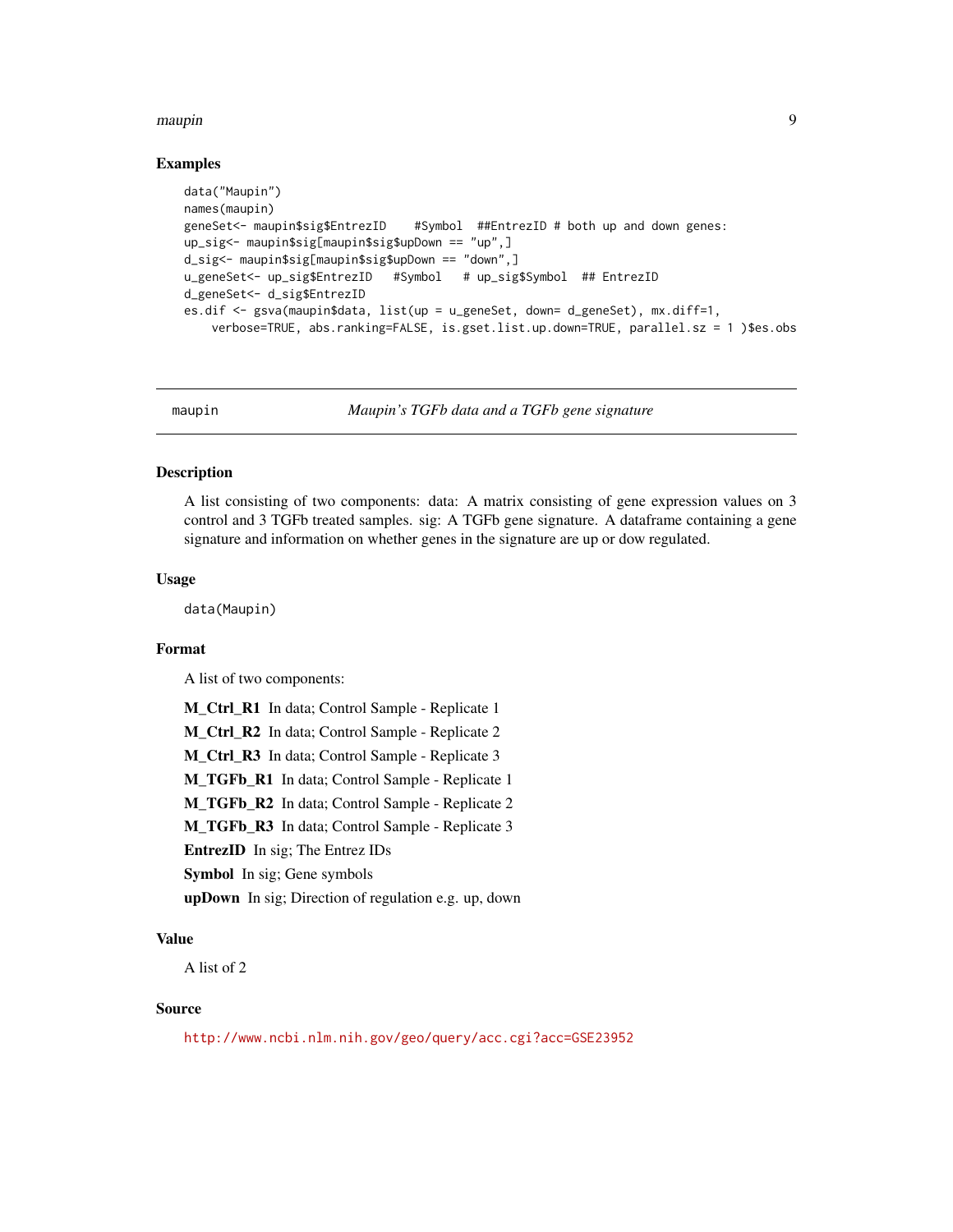### Examples

```
data("Maupin")
names(maupin)
geneSet<- maupin$sig$EntrezID    #Symbol  ##EntrezID # both up and down genes:
up_sig<- maupin$sig[maupin$sig$upDown == "up",]
d_sig<- maupin$sig[maupin$sig$upDown == "down",]
u_geneSet<- up_sig$EntrezID   #Symbol   # up_sig$Symbol  ## EntrezID
d_geneSet<- d_sig$EntrezID
es.dif <- gsva(maupin$data, list(up = u_geneSet, down= d_geneSet), mx.diff=1,
    verbose=TRUE, abs.ranking=FALSE, is.gset.list.up.down=TRUE, parallel.sz = 1 )$es.obs
```

---

## maupin    *Maupin's TGFb data and a TGFb gene signature*

---

### Description

A list consisting of two components: data: A matrix consisting of gene expression values on 3 control and 3 TGFb treated samples. sig: A TGFb gene signature. A dataframe containing a gene signature and information on whether genes in the signature are up or dow regulated.

### Usage

```
data(Maupin)
```

### Format

A list of two components:

**M_Ctrl_R1** In data; Control Sample - Replicate 1

**M_Ctrl_R2** In data; Control Sample - Replicate 2

**M_Ctrl_R3** In data; Control Sample - Replicate 3

**M_TGFb_R1** In data; Control Sample - Replicate 1

**M_TGFb_R2** In data; Control Sample - Replicate 2

**M_TGFb_R3** In data; Control Sample - Replicate 3

**EntrezID** In sig; The Entrez IDs

**Symbol** In sig; Gene symbols

**upDown** In sig; Direction of regulation e.g. up, down

### Value

A list of 2

### Source

http://www.ncbi.nlm.nih.gov/geo/query/acc.cgi?acc=GSE23952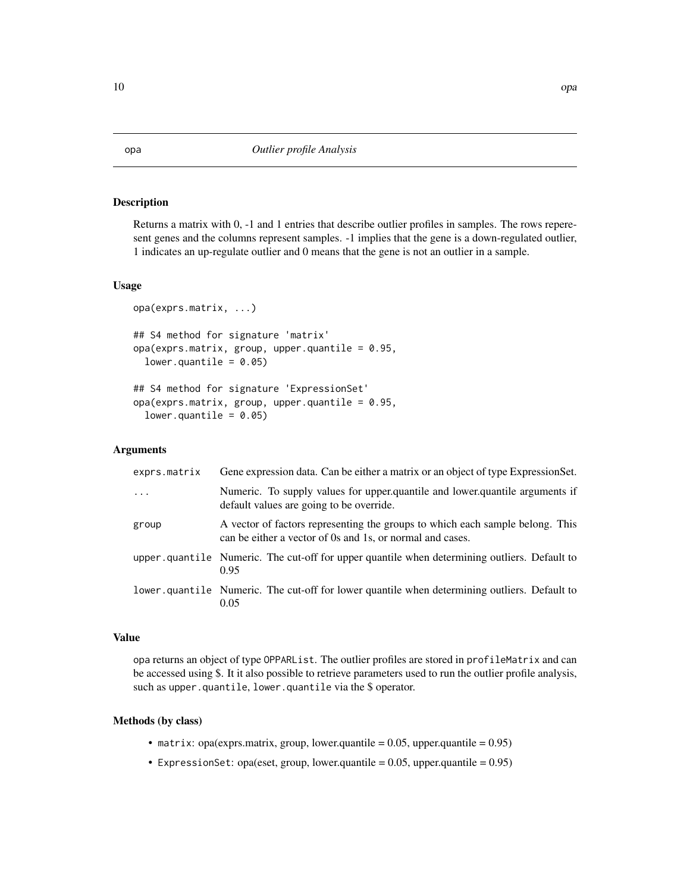# opa — *Outlier profile Analysis*

## Description

Returns a matrix with 0, -1 and 1 entries that describe outlier profiles in samples. The rows reperesent genes and the columns represent samples. -1 implies that the gene is a down-regulated outlier, 1 indicates an up-regulate outlier and 0 means that the gene is not an outlier in a sample.

## Usage

```
opa(exprs.matrix, ...)

## S4 method for signature 'matrix'
opa(exprs.matrix, group, upper.quantile = 0.95,
  lower.quantile = 0.05)

## S4 method for signature 'ExpressionSet'
opa(exprs.matrix, group, upper.quantile = 0.95,
  lower.quantile = 0.05)
```

## Arguments

| | |
|---|---|
| `exprs.matrix` | Gene expression data. Can be either a matrix or an object of type ExpressionSet. |
| `...` | Numeric. To supply values for upper.quantile and lower.quantile arguments if default values are going to be override. |
| `group` | A vector of factors representing the groups to which each sample belong. This can be either a vector of 0s and 1s, or normal and cases. |
| `upper.quantile` | Numeric. The cut-off for upper quantile when determining outliers. Default to 0.95 |
| `lower.quantile` | Numeric. The cut-off for lower quantile when determining outliers. Default to 0.05 |

## Value

opa returns an object of type `OPPARList`. The outlier profiles are stored in `profileMatrix` and can be accessed using $. It it also possible to retrieve parameters used to run the outlier profile analysis, such as `upper.quantile`, `lower.quantile` via the $ operator.

## Methods (by class)

- `matrix`: opa(exprs.matrix, group, lower.quantile = 0.05, upper.quantile = 0.95)
- `ExpressionSet`: opa(eset, group, lower.quantile = 0.05, upper.quantile = 0.95)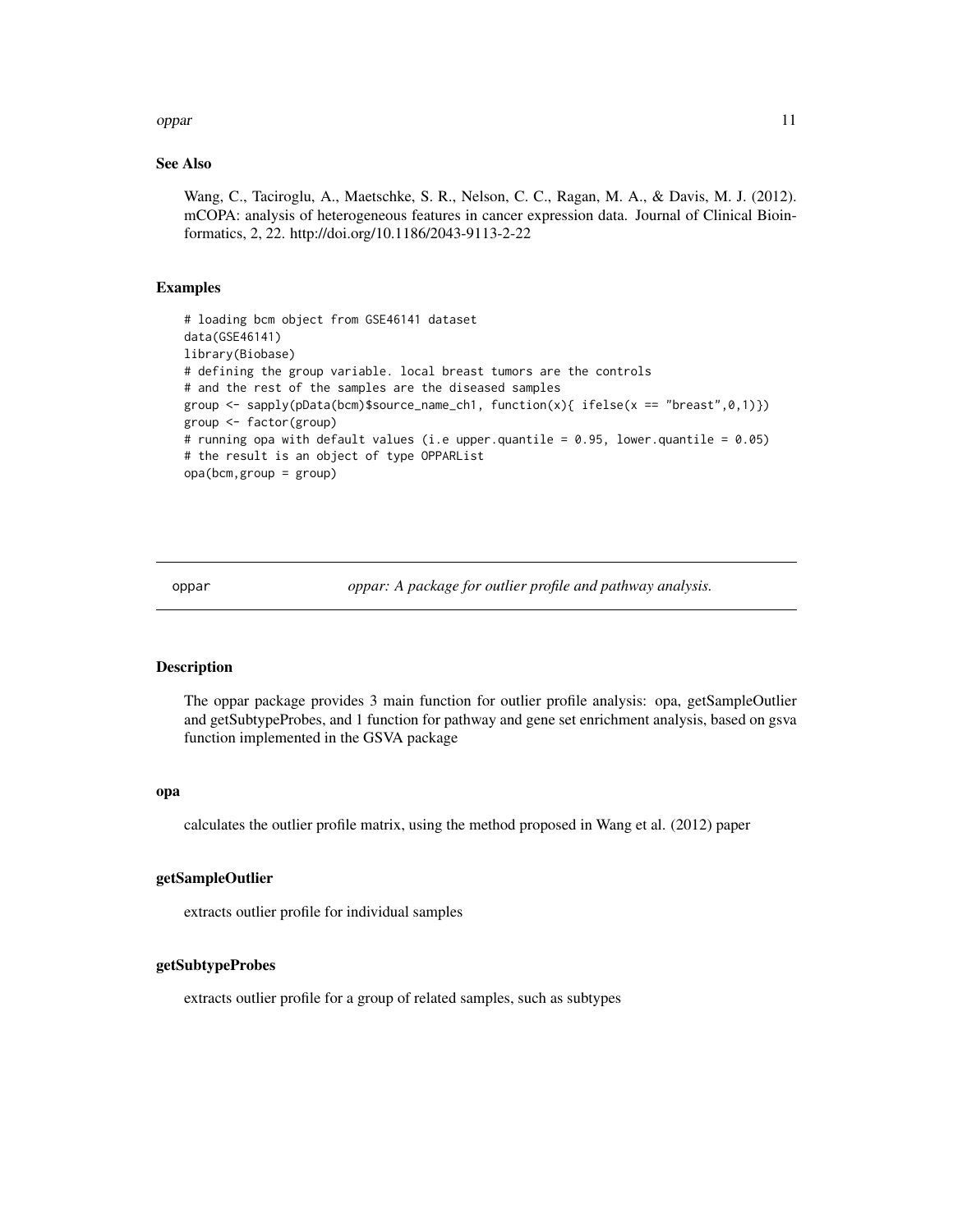## See Also

Wang, C., Taciroglu, A., Maetschke, S. R., Nelson, C. C., Ragan, M. A., & Davis, M. J. (2012). mCOPA: analysis of heterogeneous features in cancer expression data. Journal of Clinical Bioinformatics, 2, 22. http://doi.org/10.1186/2043-9113-2-22

## Examples

```
# loading bcm object from GSE46141 dataset
data(GSE46141)
library(Biobase)
# defining the group variable. local breast tumors are the controls
# and the rest of the samples are the diseased samples
group <- sapply(pData(bcm)$source_name_ch1, function(x){ ifelse(x == "breast",0,1)})
group <- factor(group)
# running opa with default values (i.e upper.quantile = 0.95, lower.quantile = 0.05)
# the result is an object of type OPPARList
opa(bcm,group = group)
```

---

# oppar — *oppar: A package for outlier profile and pathway analysis.*

---

## Description

The oppar package provides 3 main function for outlier profile analysis: opa, getSampleOutlier and getSubtypeProbes, and 1 function for pathway and gene set enrichment analysis, based on gsva function implemented in the GSVA package

### opa

calculates the outlier profile matrix, using the method proposed in Wang et al. (2012) paper

### getSampleOutlier

extracts outlier profile for individual samples

### getSubtypeProbes

extracts outlier profile for a group of related samples, such as subtypes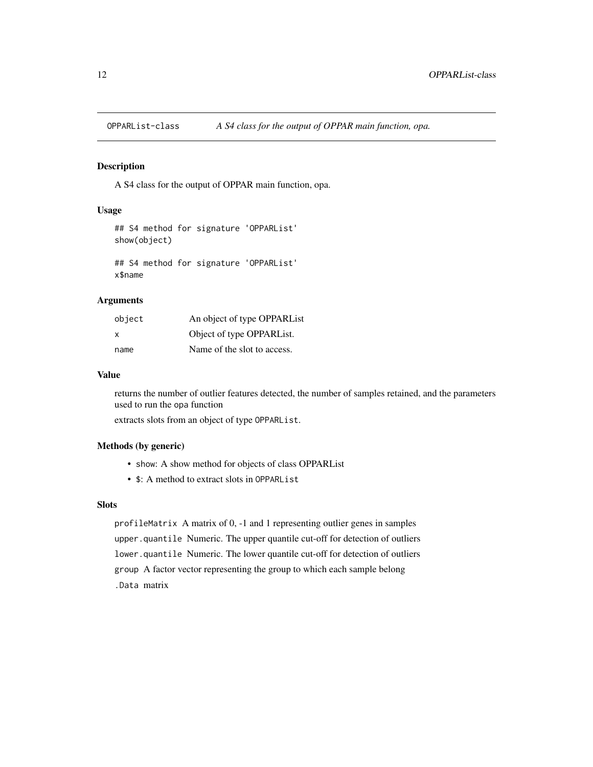## OPPARList-class — *A S4 class for the output of OPPAR main function, opa.*

### Description

A S4 class for the output of OPPAR main function, opa.

### Usage

```
## S4 method for signature 'OPPARList'
show(object)

## S4 method for signature 'OPPARList'
x$name
```

### Arguments

| | |
|---|---|
| `object` | An object of type OPPARList |
| `x` | Object of type OPPARList. |
| `name` | Name of the slot to access. |

### Value

returns the number of outlier features detected, the number of samples retained, and the parameters used to run the `opa` function

extracts slots from an object of type `OPPARList`.

### Methods (by generic)

- `show`: A show method for objects of class OPPARList
- `$`: A method to extract slots in `OPPARList`

### Slots

`profileMatrix` A matrix of 0, -1 and 1 representing outlier genes in samples

`upper.quantile` Numeric. The upper quantile cut-off for detection of outliers

`lower.quantile` Numeric. The lower quantile cut-off for detection of outliers

`group` A factor vector representing the group to which each sample belong

`.Data` matrix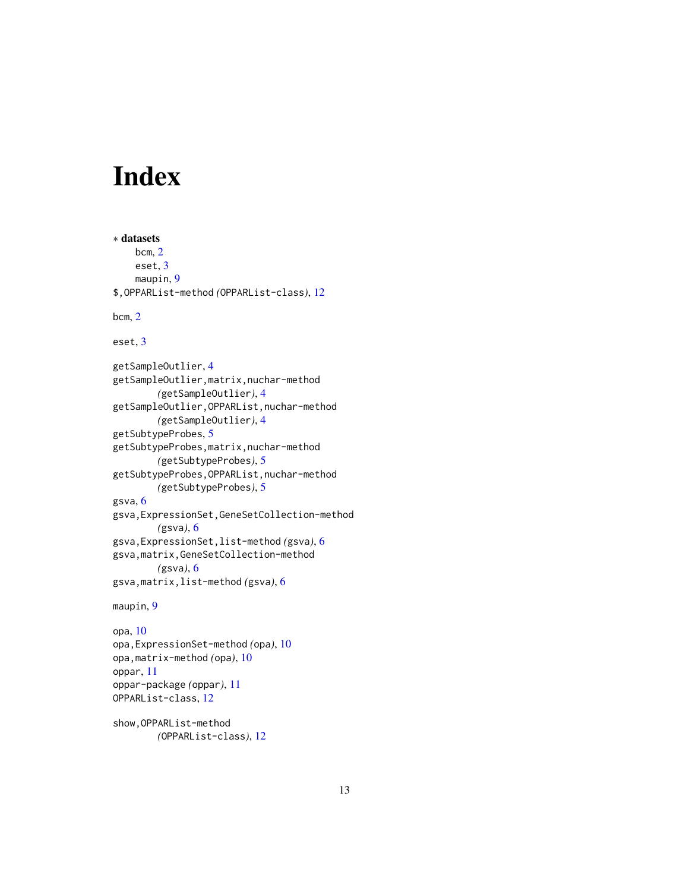# Index

∗ **datasets**

- bcm, 2
- eset, 3
- maupin, 9

$,OPPARList-method *(*OPPARList-class*)*, 12

bcm, 2

eset, 3

getSampleOutlier, 4
getSampleOutlier,matrix,nuchar-method
        *(*getSampleOutlier*)*, 4
getSampleOutlier,OPPARList,nuchar-method
        *(*getSampleOutlier*)*, 4
getSubtypeProbes, 5
getSubtypeProbes,matrix,nuchar-method
        *(*getSubtypeProbes*)*, 5
getSubtypeProbes,OPPARList,nuchar-method
        *(*getSubtypeProbes*)*, 5
gsva, 6
gsva,ExpressionSet,GeneSetCollection-method
        *(*gsva*)*, 6
gsva,ExpressionSet,list-method *(*gsva*)*, 6
gsva,matrix,GeneSetCollection-method
        *(*gsva*)*, 6
gsva,matrix,list-method *(*gsva*)*, 6

maupin, 9

opa, 10
opa,ExpressionSet-method *(*opa*)*, 10
opa,matrix-method *(*opa*)*, 10
oppar, 11
oppar-package *(*oppar*)*, 11
OPPARList-class, 12

show,OPPARList-method
        *(*OPPARList-class*)*, 12